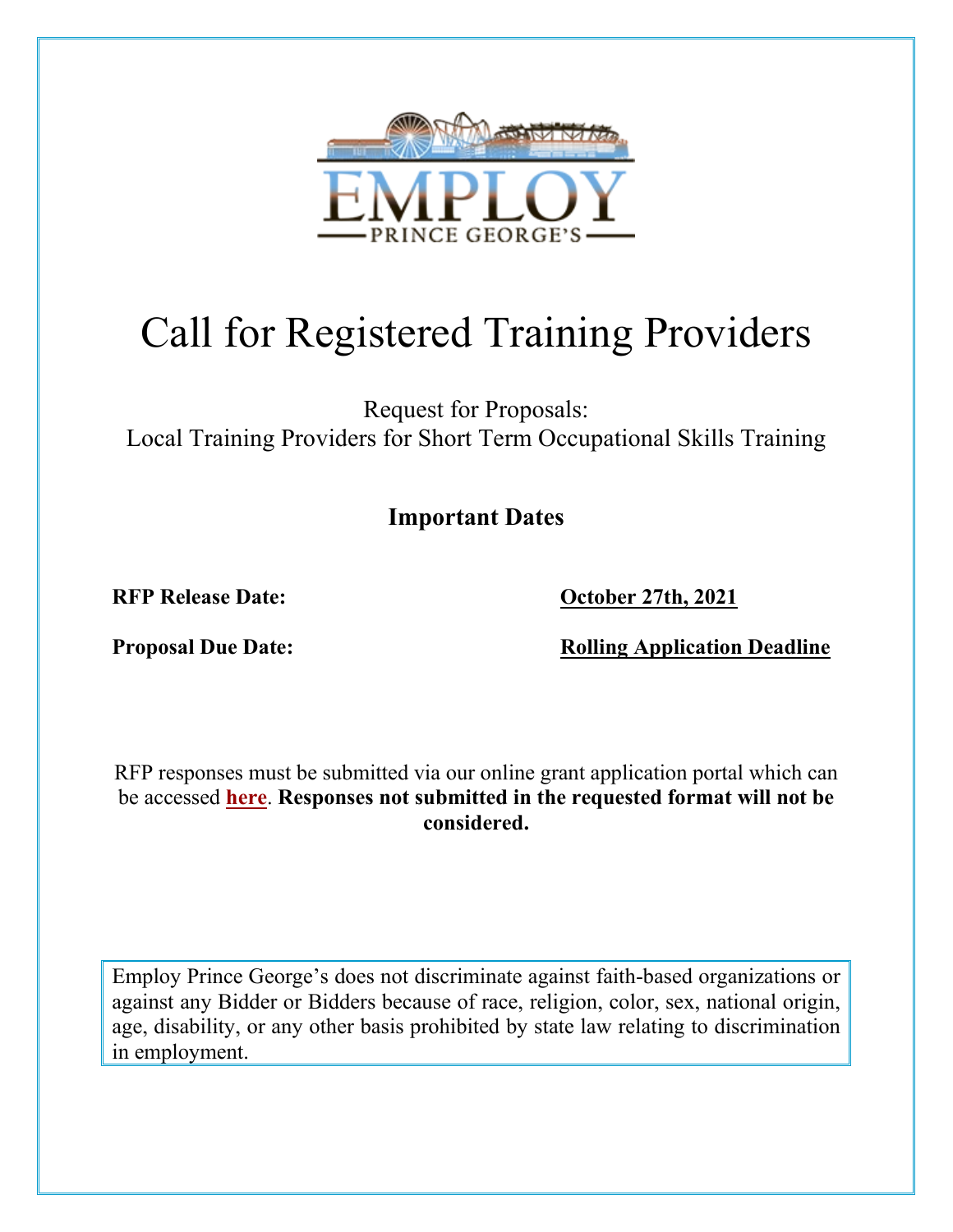EMPLOY

PRINCE GEORGE'S

# Call for Registered Training Providers

Request for Proposals:
Local Training Providers for Short Term Occupational Skills Training

## Important Dates

**RFP Release Date:** **October 27th, 2021**

**Proposal Due Date:** **Rolling Application Deadline**

RFP responses must be submitted via our online grant application portal which can be accessed **here**. **Responses not submitted in the requested format will not be considered.**

Employ Prince George's does not discriminate against faith-based organizations or against any Bidder or Bidders because of race, religion, color, sex, national origin, age, disability, or any other basis prohibited by state law relating to discrimination in employment.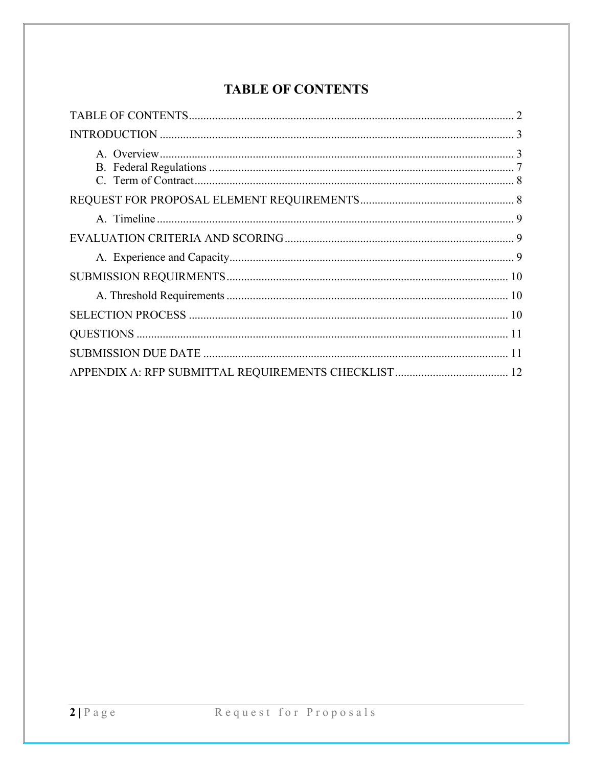# TABLE OF CONTENTS

TABLE OF CONTENTS ........................................................................................................... 2

INTRODUCTION .................................................................................................................. 3

- A. Overview ......................................................................................................................... 3
- B. Federal Regulations ......................................................................................................... 7
- C. Term of Contract .............................................................................................................. 8

REQUEST FOR PROPOSAL ELEMENT REQUIREMENTS ..................................................... 8

- A. Timeline ........................................................................................................................... 9

EVALUATION CRITERIA AND SCORING ................................................................................ 9

- A. Experience and Capacity ................................................................................................. 9

SUBMISSION REQUIRMENTS ................................................................................................ 10

- A. Threshold Requirements ................................................................................................. 10

SELECTION PROCESS ............................................................................................................ 10

QUESTIONS .............................................................................................................................. 11

SUBMISSION DUE DATE ........................................................................................................ 11

APPENDIX A: RFP SUBMITTAL REQUIREMENTS CHECKLIST ....................................... 12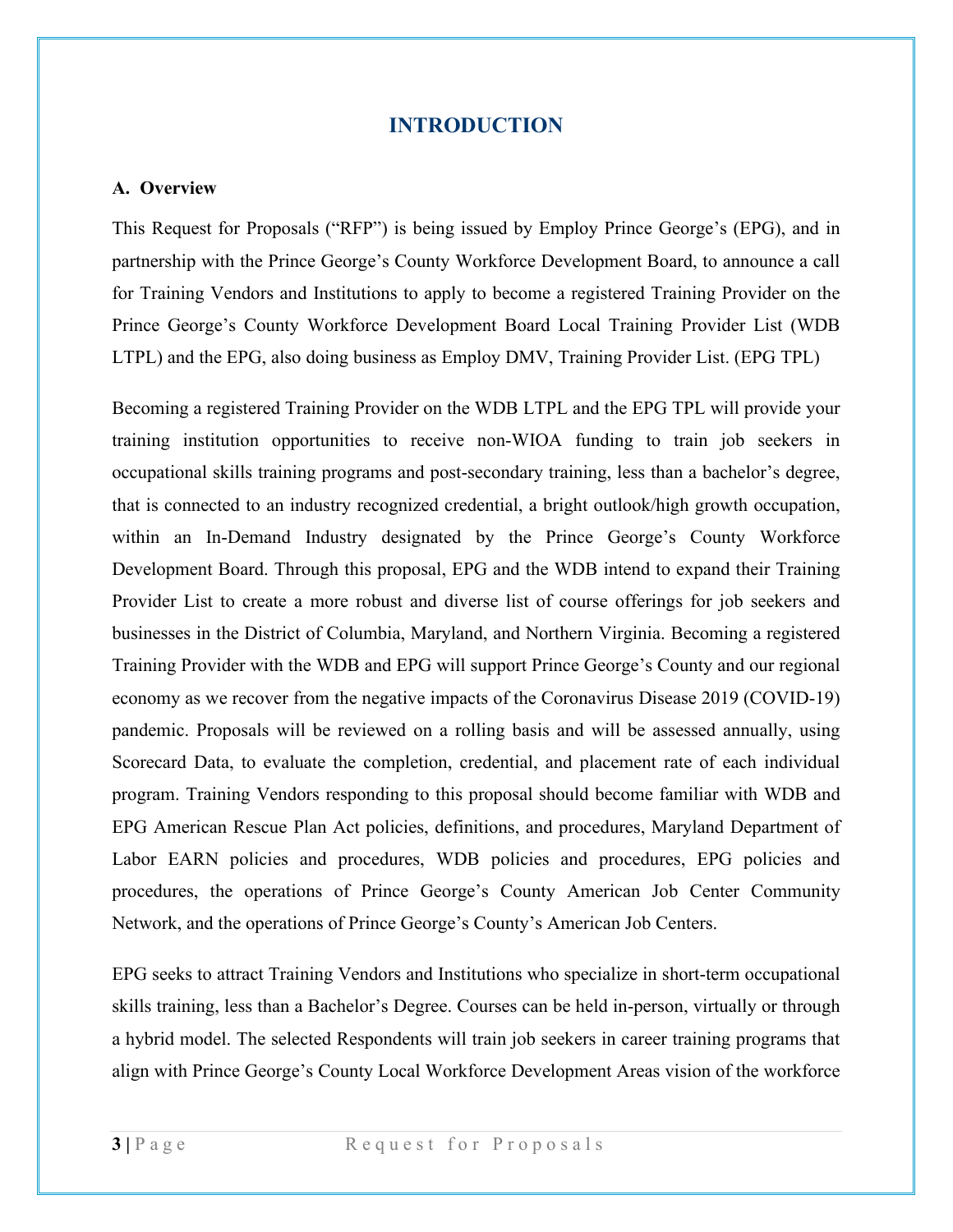# INTRODUCTION

**A. Overview**

This Request for Proposals ("RFP") is being issued by Employ Prince George's (EPG), and in partnership with the Prince George's County Workforce Development Board, to announce a call for Training Vendors and Institutions to apply to become a registered Training Provider on the Prince George's County Workforce Development Board Local Training Provider List (WDB LTPL) and the EPG, also doing business as Employ DMV, Training Provider List. (EPG TPL)

Becoming a registered Training Provider on the WDB LTPL and the EPG TPL will provide your training institution opportunities to receive non-WIOA funding to train job seekers in occupational skills training programs and post-secondary training, less than a bachelor's degree, that is connected to an industry recognized credential, a bright outlook/high growth occupation, within an In-Demand Industry designated by the Prince George's County Workforce Development Board. Through this proposal, EPG and the WDB intend to expand their Training Provider List to create a more robust and diverse list of course offerings for job seekers and businesses in the District of Columbia, Maryland, and Northern Virginia. Becoming a registered Training Provider with the WDB and EPG will support Prince George's County and our regional economy as we recover from the negative impacts of the Coronavirus Disease 2019 (COVID-19) pandemic. Proposals will be reviewed on a rolling basis and will be assessed annually, using Scorecard Data, to evaluate the completion, credential, and placement rate of each individual program. Training Vendors responding to this proposal should become familiar with WDB and EPG American Rescue Plan Act policies, definitions, and procedures, Maryland Department of Labor EARN policies and procedures, WDB policies and procedures, EPG policies and procedures, the operations of Prince George's County American Job Center Community Network, and the operations of Prince George's County's American Job Centers.

EPG seeks to attract Training Vendors and Institutions who specialize in short-term occupational skills training, less than a Bachelor's Degree. Courses can be held in-person, virtually or through a hybrid model. The selected Respondents will train job seekers in career training programs that align with Prince George's County Local Workforce Development Areas vision of the workforce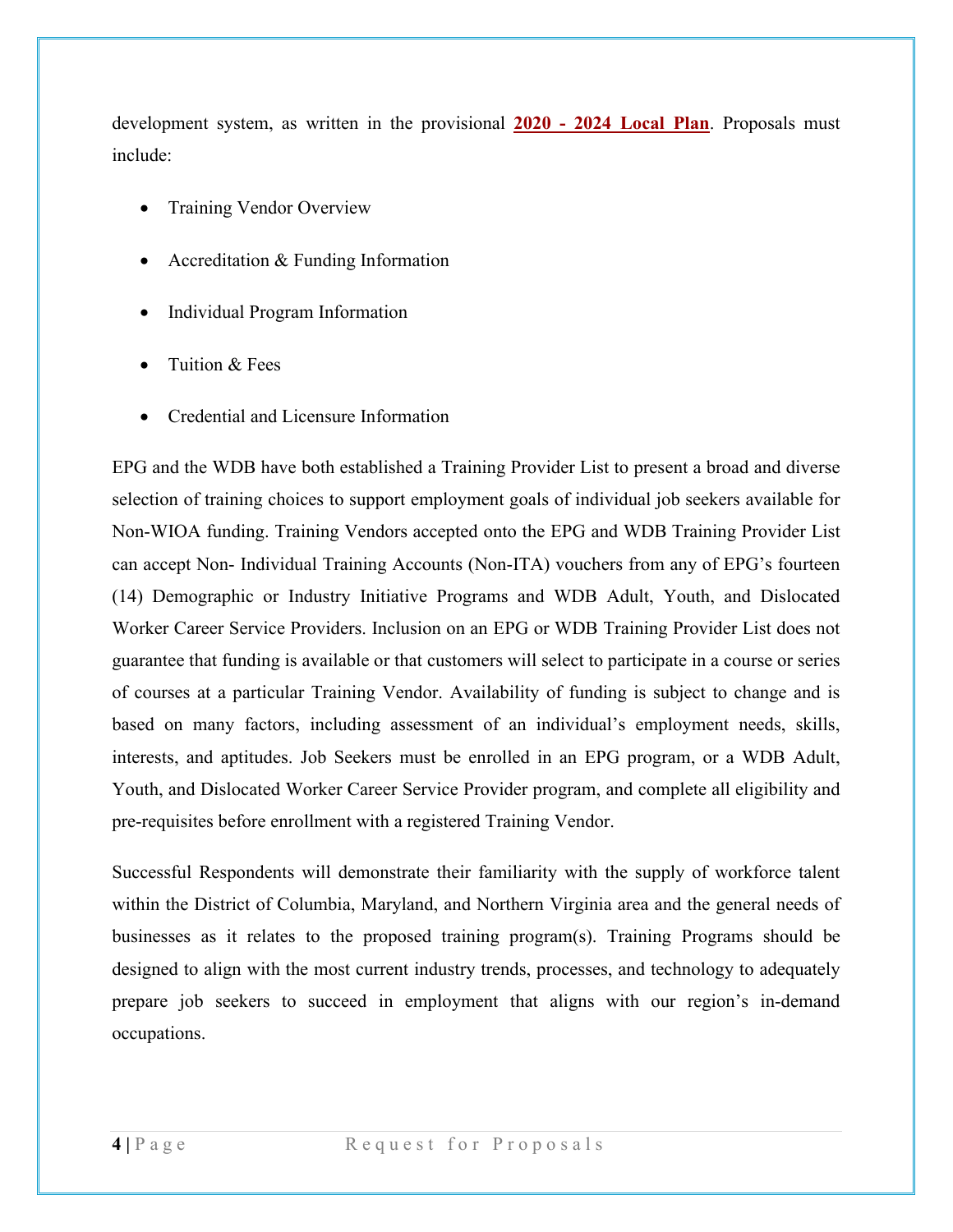development system, as written in the provisional **2020 - 2024 Local Plan**. Proposals must include:

- Training Vendor Overview
- Accreditation & Funding Information
- Individual Program Information
- Tuition & Fees
- Credential and Licensure Information

EPG and the WDB have both established a Training Provider List to present a broad and diverse selection of training choices to support employment goals of individual job seekers available for Non-WIOA funding. Training Vendors accepted onto the EPG and WDB Training Provider List can accept Non- Individual Training Accounts (Non-ITA) vouchers from any of EPG's fourteen (14) Demographic or Industry Initiative Programs and WDB Adult, Youth, and Dislocated Worker Career Service Providers. Inclusion on an EPG or WDB Training Provider List does not guarantee that funding is available or that customers will select to participate in a course or series of courses at a particular Training Vendor. Availability of funding is subject to change and is based on many factors, including assessment of an individual's employment needs, skills, interests, and aptitudes. Job Seekers must be enrolled in an EPG program, or a WDB Adult, Youth, and Dislocated Worker Career Service Provider program, and complete all eligibility and pre-requisites before enrollment with a registered Training Vendor.

Successful Respondents will demonstrate their familiarity with the supply of workforce talent within the District of Columbia, Maryland, and Northern Virginia area and the general needs of businesses as it relates to the proposed training program(s). Training Programs should be designed to align with the most current industry trends, processes, and technology to adequately prepare job seekers to succeed in employment that aligns with our region's in-demand occupations.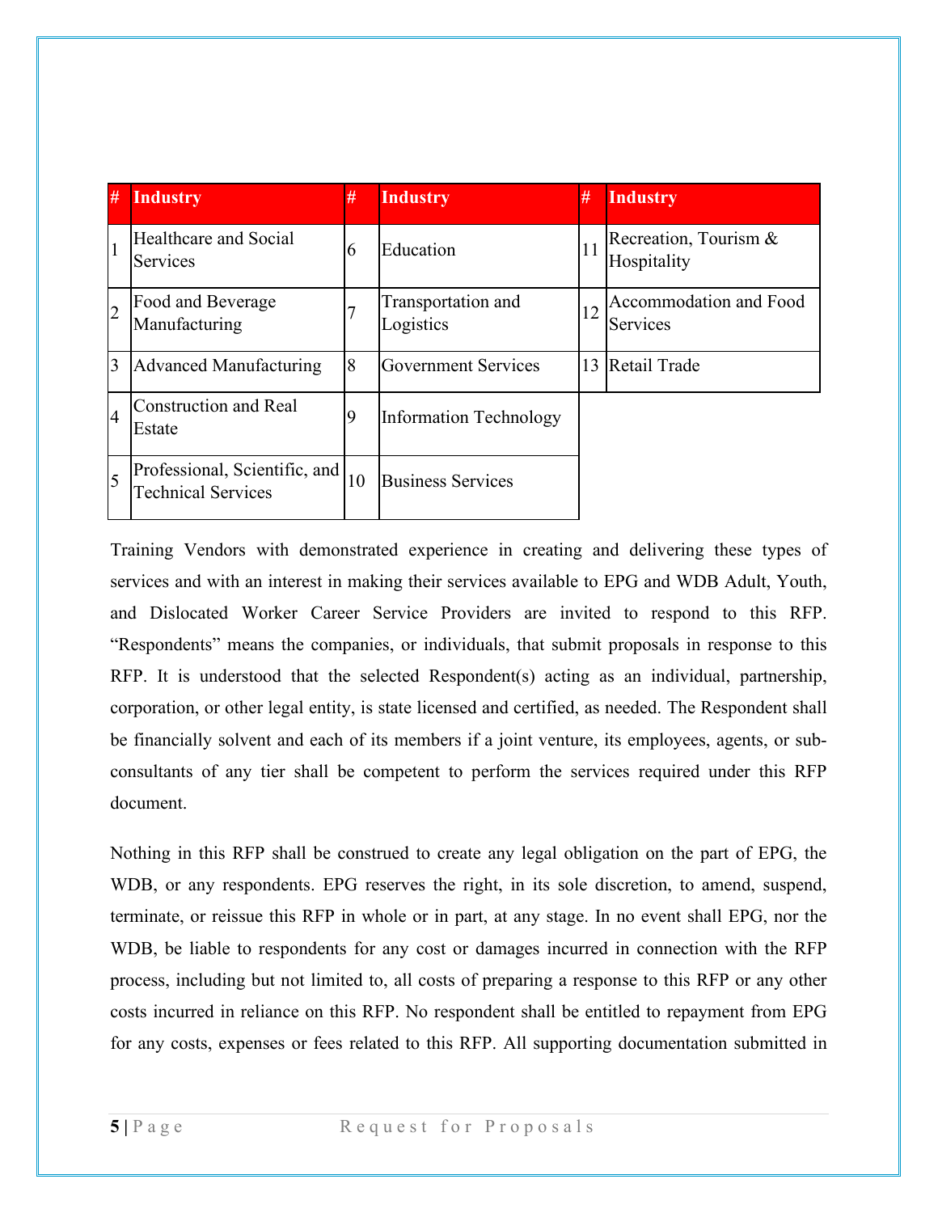| # | Industry | # | Industry | # | Industry |
|---|---|---|---|---|---|
| 1 | Healthcare and Social Services | 6 | Education | 11 | Recreation, Tourism & Hospitality |
| 2 | Food and Beverage Manufacturing | 7 | Transportation and Logistics | 12 | Accommodation and Food Services |
| 3 | Advanced Manufacturing | 8 | Government Services | 13 | Retail Trade |
| 4 | Construction and Real Estate | 9 | Information Technology | | |
| 5 | Professional, Scientific, and Technical Services | 10 | Business Services | | |

Training Vendors with demonstrated experience in creating and delivering these types of services and with an interest in making their services available to EPG and WDB Adult, Youth, and Dislocated Worker Career Service Providers are invited to respond to this RFP. "Respondents" means the companies, or individuals, that submit proposals in response to this RFP. It is understood that the selected Respondent(s) acting as an individual, partnership, corporation, or other legal entity, is state licensed and certified, as needed. The Respondent shall be financially solvent and each of its members if a joint venture, its employees, agents, or sub-consultants of any tier shall be competent to perform the services required under this RFP document.

Nothing in this RFP shall be construed to create any legal obligation on the part of EPG, the WDB, or any respondents. EPG reserves the right, in its sole discretion, to amend, suspend, terminate, or reissue this RFP in whole or in part, at any stage. In no event shall EPG, nor the WDB, be liable to respondents for any cost or damages incurred in connection with the RFP process, including but not limited to, all costs of preparing a response to this RFP or any other costs incurred in reliance on this RFP. No respondent shall be entitled to repayment from EPG for any costs, expenses or fees related to this RFP. All supporting documentation submitted in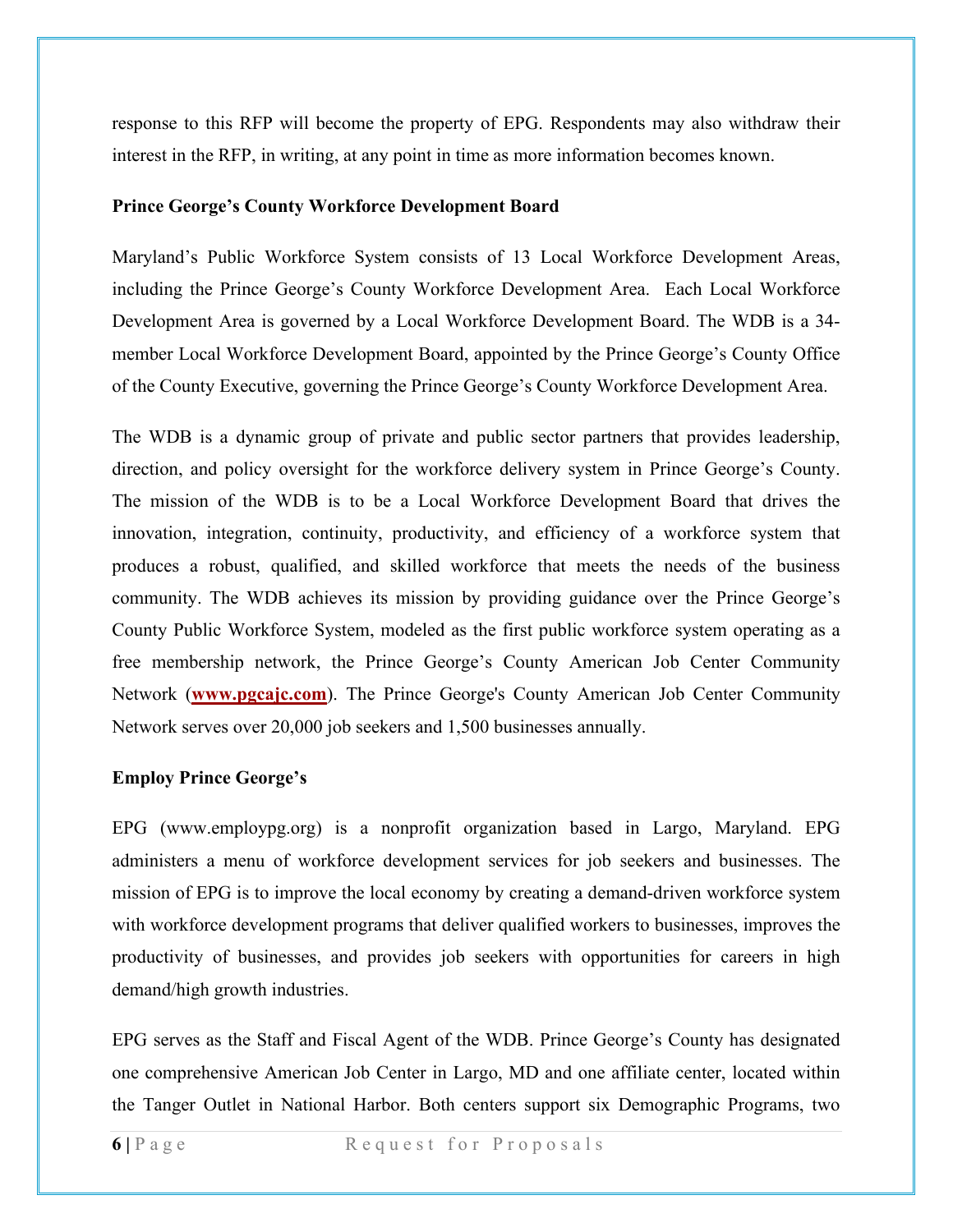response to this RFP will become the property of EPG. Respondents may also withdraw their interest in the RFP, in writing, at any point in time as more information becomes known.

**Prince George's County Workforce Development Board**

Maryland's Public Workforce System consists of 13 Local Workforce Development Areas, including the Prince George's County Workforce Development Area. Each Local Workforce Development Area is governed by a Local Workforce Development Board. The WDB is a 34-member Local Workforce Development Board, appointed by the Prince George's County Office of the County Executive, governing the Prince George's County Workforce Development Area.

The WDB is a dynamic group of private and public sector partners that provides leadership, direction, and policy oversight for the workforce delivery system in Prince George's County. The mission of the WDB is to be a Local Workforce Development Board that drives the innovation, integration, continuity, productivity, and efficiency of a workforce system that produces a robust, qualified, and skilled workforce that meets the needs of the business community. The WDB achieves its mission by providing guidance over the Prince George's County Public Workforce System, modeled as the first public workforce system operating as a free membership network, the Prince George's County American Job Center Community Network (**www.pgcajc.com**). The Prince George's County American Job Center Community Network serves over 20,000 job seekers and 1,500 businesses annually.

**Employ Prince George's**

EPG (www.employpg.org) is a nonprofit organization based in Largo, Maryland. EPG administers a menu of workforce development services for job seekers and businesses. The mission of EPG is to improve the local economy by creating a demand-driven workforce system with workforce development programs that deliver qualified workers to businesses, improves the productivity of businesses, and provides job seekers with opportunities for careers in high demand/high growth industries.

EPG serves as the Staff and Fiscal Agent of the WDB. Prince George's County has designated one comprehensive American Job Center in Largo, MD and one affiliate center, located within the Tanger Outlet in National Harbor. Both centers support six Demographic Programs, two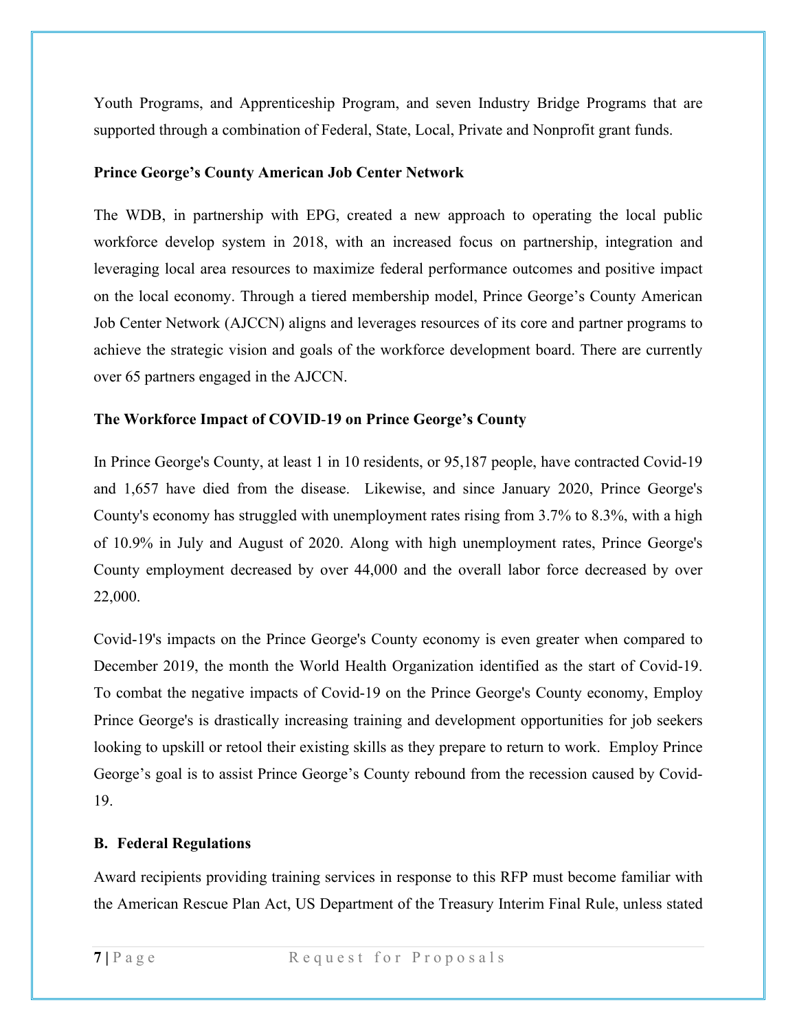Youth Programs, and Apprenticeship Program, and seven Industry Bridge Programs that are supported through a combination of Federal, State, Local, Private and Nonprofit grant funds.

**Prince George's County American Job Center Network**

The WDB, in partnership with EPG, created a new approach to operating the local public workforce develop system in 2018, with an increased focus on partnership, integration and leveraging local area resources to maximize federal performance outcomes and positive impact on the local economy. Through a tiered membership model, Prince George's County American Job Center Network (AJCCN) aligns and leverages resources of its core and partner programs to achieve the strategic vision and goals of the workforce development board. There are currently over 65 partners engaged in the AJCCN.

**The Workforce Impact of COVID-19 on Prince George's County**

In Prince George's County, at least 1 in 10 residents, or 95,187 people, have contracted Covid-19 and 1,657 have died from the disease. Likewise, and since January 2020, Prince George's County's economy has struggled with unemployment rates rising from 3.7% to 8.3%, with a high of 10.9% in July and August of 2020. Along with high unemployment rates, Prince George's County employment decreased by over 44,000 and the overall labor force decreased by over 22,000.

Covid-19's impacts on the Prince George's County economy is even greater when compared to December 2019, the month the World Health Organization identified as the start of Covid-19. To combat the negative impacts of Covid-19 on the Prince George's County economy, Employ Prince George's is drastically increasing training and development opportunities for job seekers looking to upskill or retool their existing skills as they prepare to return to work. Employ Prince George's goal is to assist Prince George's County rebound from the recession caused by Covid-19.

**B. Federal Regulations**

Award recipients providing training services in response to this RFP must become familiar with the American Rescue Plan Act, US Department of the Treasury Interim Final Rule, unless stated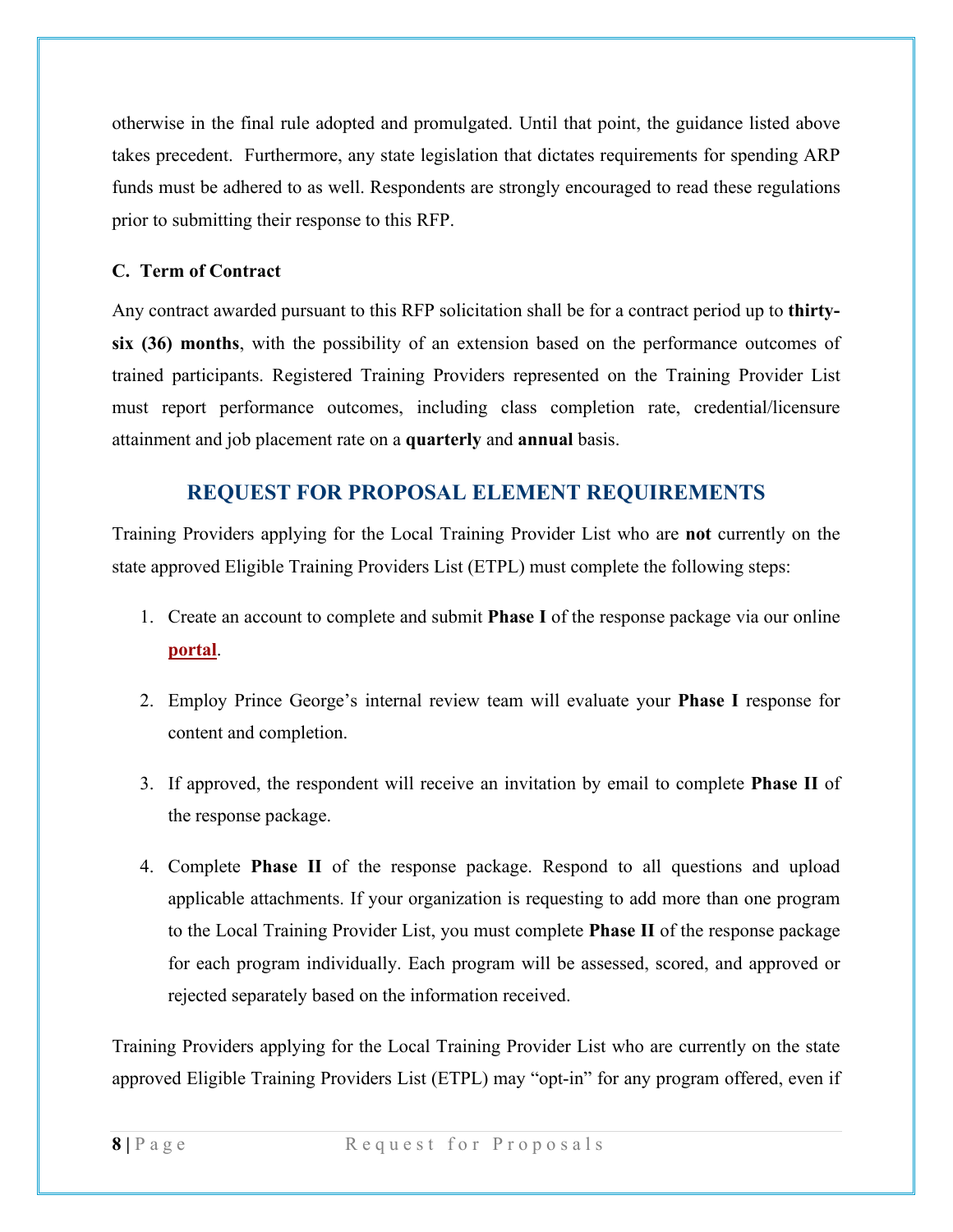otherwise in the final rule adopted and promulgated. Until that point, the guidance listed above takes precedent. Furthermore, any state legislation that dictates requirements for spending ARP funds must be adhered to as well. Respondents are strongly encouraged to read these regulations prior to submitting their response to this RFP.

### C. Term of Contract

Any contract awarded pursuant to this RFP solicitation shall be for a contract period up to **thirty-six (36) months**, with the possibility of an extension based on the performance outcomes of trained participants. Registered Training Providers represented on the Training Provider List must report performance outcomes, including class completion rate, credential/licensure attainment and job placement rate on a **quarterly** and **annual** basis.

## REQUEST FOR PROPOSAL ELEMENT REQUIREMENTS

Training Providers applying for the Local Training Provider List who are **not** currently on the state approved Eligible Training Providers List (ETPL) must complete the following steps:

1. Create an account to complete and submit **Phase I** of the response package via our online **portal**.
2. Employ Prince George's internal review team will evaluate your **Phase I** response for content and completion.
3. If approved, the respondent will receive an invitation by email to complete **Phase II** of the response package.
4. Complete **Phase II** of the response package. Respond to all questions and upload applicable attachments. If your organization is requesting to add more than one program to the Local Training Provider List, you must complete **Phase II** of the response package for each program individually. Each program will be assessed, scored, and approved or rejected separately based on the information received.

Training Providers applying for the Local Training Provider List who are currently on the state approved Eligible Training Providers List (ETPL) may "opt-in" for any program offered, even if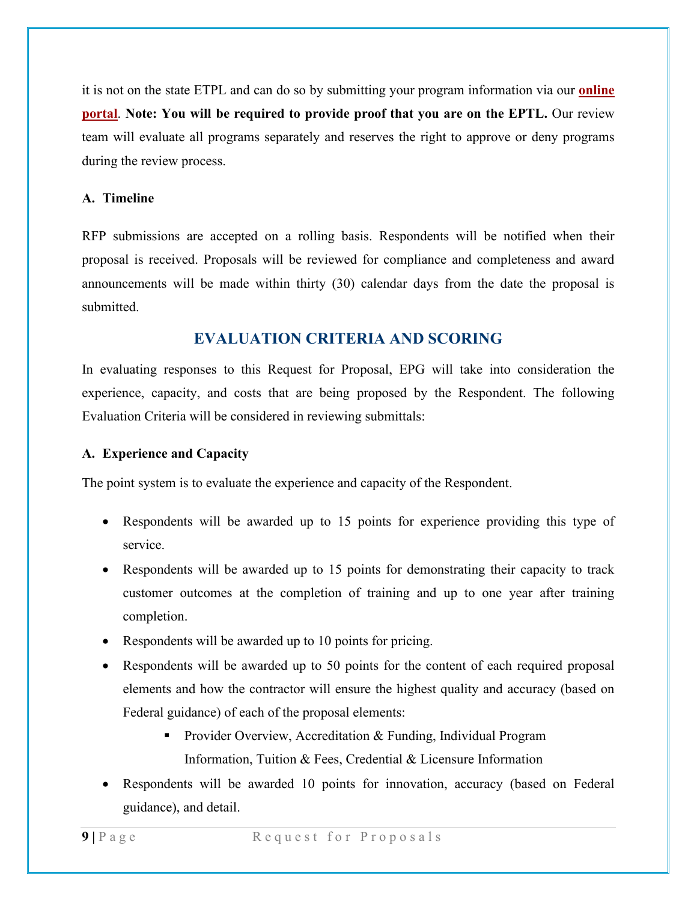it is not on the state ETPL and can do so by submitting your program information via our [online portal](). **Note: You will be required to provide proof that you are on the EPTL.** Our review team will evaluate all programs separately and reserves the right to approve or deny programs during the review process.

### A. Timeline

RFP submissions are accepted on a rolling basis. Respondents will be notified when their proposal is received. Proposals will be reviewed for compliance and completeness and award announcements will be made within thirty (30) calendar days from the date the proposal is submitted.

## EVALUATION CRITERIA AND SCORING

In evaluating responses to this Request for Proposal, EPG will take into consideration the experience, capacity, and costs that are being proposed by the Respondent. The following Evaluation Criteria will be considered in reviewing submittals:

### A. Experience and Capacity

The point system is to evaluate the experience and capacity of the Respondent.

- Respondents will be awarded up to 15 points for experience providing this type of service.
- Respondents will be awarded up to 15 points for demonstrating their capacity to track customer outcomes at the completion of training and up to one year after training completion.
- Respondents will be awarded up to 10 points for pricing.
- Respondents will be awarded up to 50 points for the content of each required proposal elements and how the contractor will ensure the highest quality and accuracy (based on Federal guidance) of each of the proposal elements:
  - Provider Overview, Accreditation & Funding, Individual Program Information, Tuition & Fees, Credential & Licensure Information
- Respondents will be awarded 10 points for innovation, accuracy (based on Federal guidance), and detail.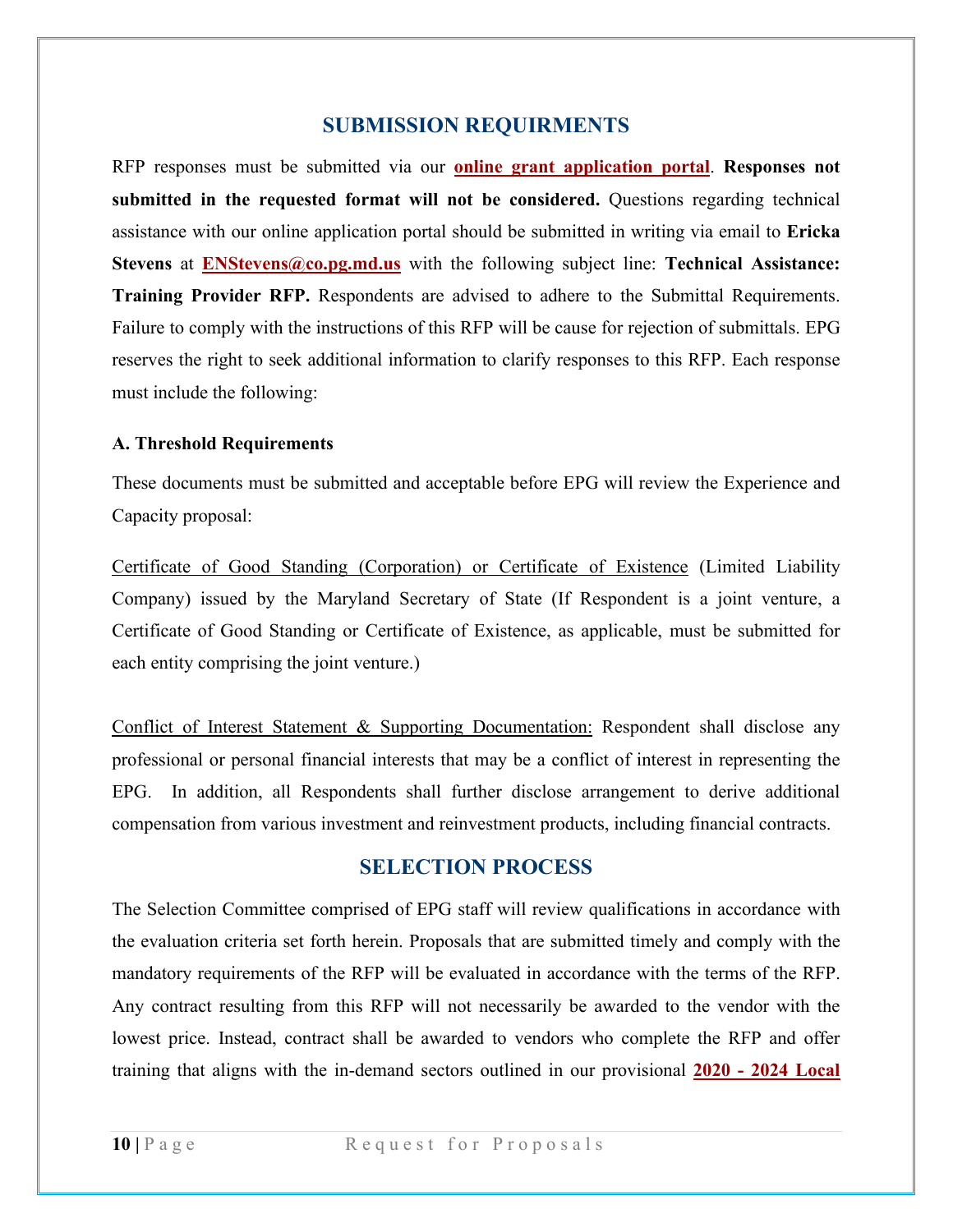## SUBMISSION REQUIRMENTS

RFP responses must be submitted via our **online grant application portal**. **Responses not submitted in the requested format will not be considered.** Questions regarding technical assistance with our online application portal should be submitted in writing via email to **Ericka Stevens** at **ENStevens@co.pg.md.us** with the following subject line: **Technical Assistance: Training Provider RFP.** Respondents are advised to adhere to the Submittal Requirements. Failure to comply with the instructions of this RFP will be cause for rejection of submittals. EPG reserves the right to seek additional information to clarify responses to this RFP. Each response must include the following:

**A. Threshold Requirements**

These documents must be submitted and acceptable before EPG will review the Experience and Capacity proposal:

Certificate of Good Standing (Corporation) or Certificate of Existence (Limited Liability Company) issued by the Maryland Secretary of State (If Respondent is a joint venture, a Certificate of Good Standing or Certificate of Existence, as applicable, must be submitted for each entity comprising the joint venture.)

Conflict of Interest Statement & Supporting Documentation: Respondent shall disclose any professional or personal financial interests that may be a conflict of interest in representing the EPG. In addition, all Respondents shall further disclose arrangement to derive additional compensation from various investment and reinvestment products, including financial contracts.

## SELECTION PROCESS

The Selection Committee comprised of EPG staff will review qualifications in accordance with the evaluation criteria set forth herein. Proposals that are submitted timely and comply with the mandatory requirements of the RFP will be evaluated in accordance with the terms of the RFP. Any contract resulting from this RFP will not necessarily be awarded to the vendor with the lowest price. Instead, contract shall be awarded to vendors who complete the RFP and offer training that aligns with the in-demand sectors outlined in our provisional **2020 - 2024 Local**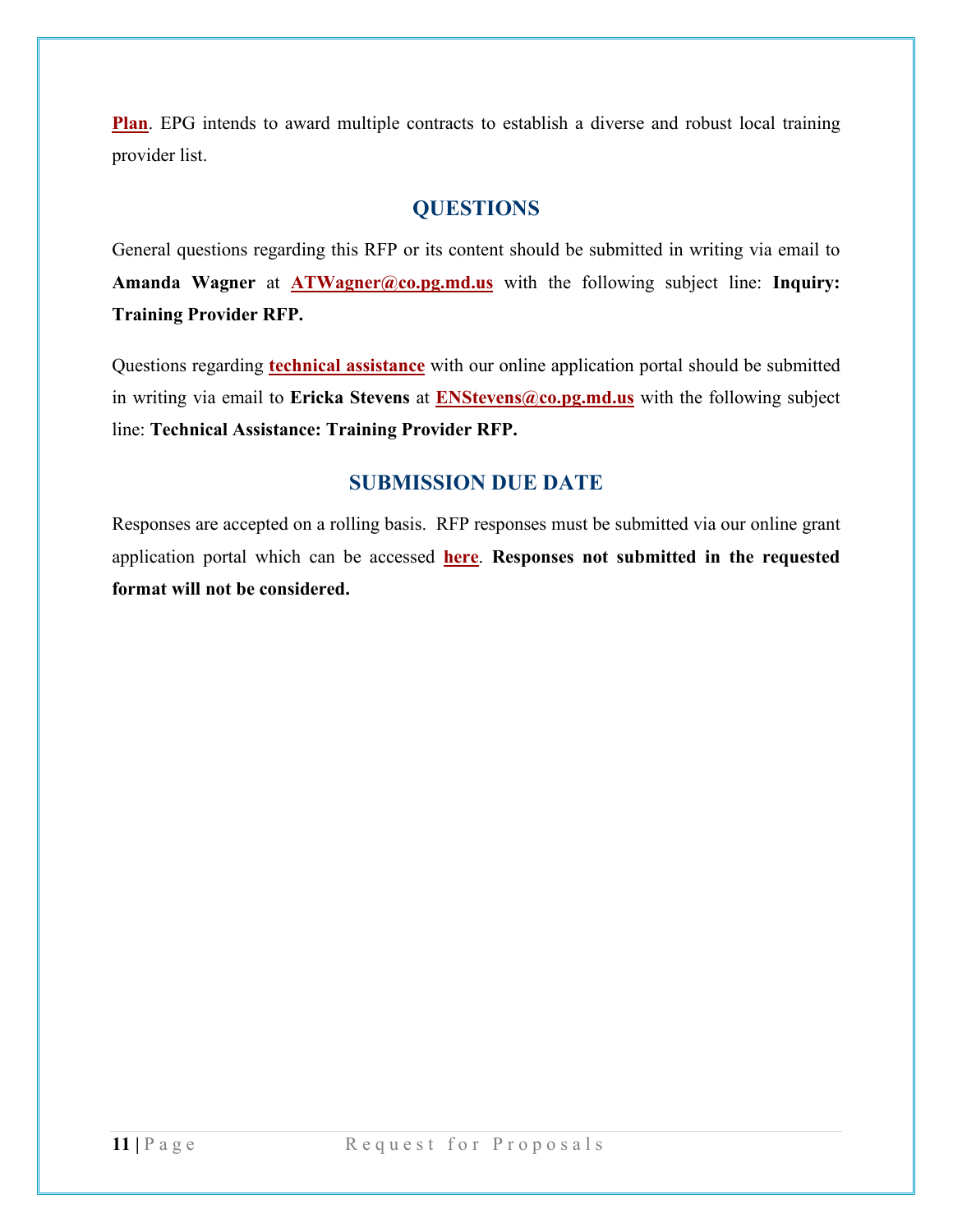**Plan**. EPG intends to award multiple contracts to establish a diverse and robust local training provider list.

## QUESTIONS

General questions regarding this RFP or its content should be submitted in writing via email to **Amanda Wagner** at **ATWagner@co.pg.md.us** with the following subject line: **Inquiry: Training Provider RFP.**

Questions regarding **technical assistance** with our online application portal should be submitted in writing via email to **Ericka Stevens** at **ENStevens@co.pg.md.us** with the following subject line: **Technical Assistance: Training Provider RFP.**

## SUBMISSION DUE DATE

Responses are accepted on a rolling basis. RFP responses must be submitted via our online grant application portal which can be accessed **here**. **Responses not submitted in the requested format will not be considered.**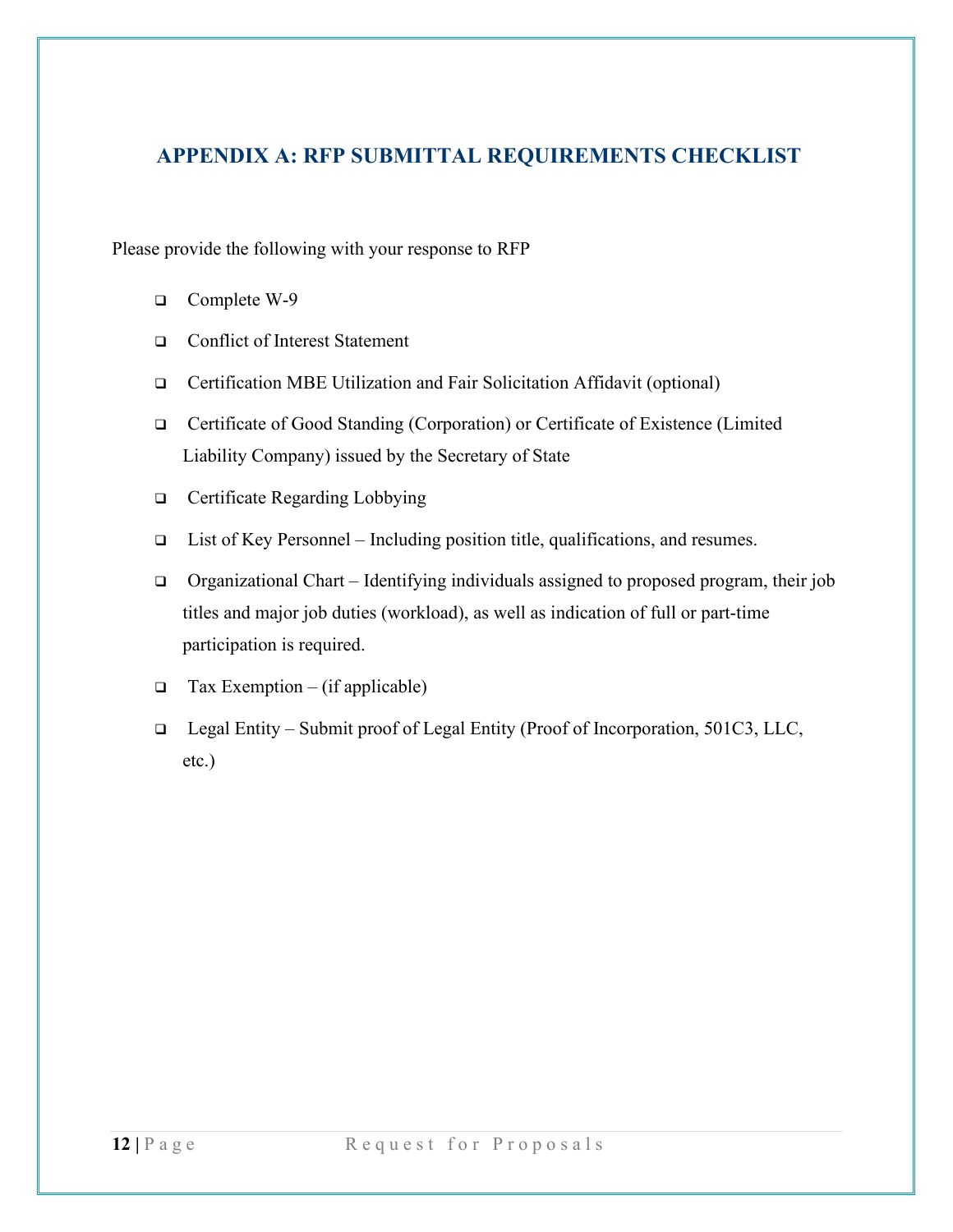## APPENDIX A: RFP SUBMITTAL REQUIREMENTS CHECKLIST

Please provide the following with your response to RFP

- ❑ Complete W-9
- ❑ Conflict of Interest Statement
- ❑ Certification MBE Utilization and Fair Solicitation Affidavit (optional)
- ❑ Certificate of Good Standing (Corporation) or Certificate of Existence (Limited Liability Company) issued by the Secretary of State
- ❑ Certificate Regarding Lobbying
- ❑ List of Key Personnel – Including position title, qualifications, and resumes.
- ❑ Organizational Chart – Identifying individuals assigned to proposed program, their job titles and major job duties (workload), as well as indication of full or part-time participation is required.
- ❑ Tax Exemption – (if applicable)
- ❑ Legal Entity – Submit proof of Legal Entity (Proof of Incorporation, 501C3, LLC, etc.)